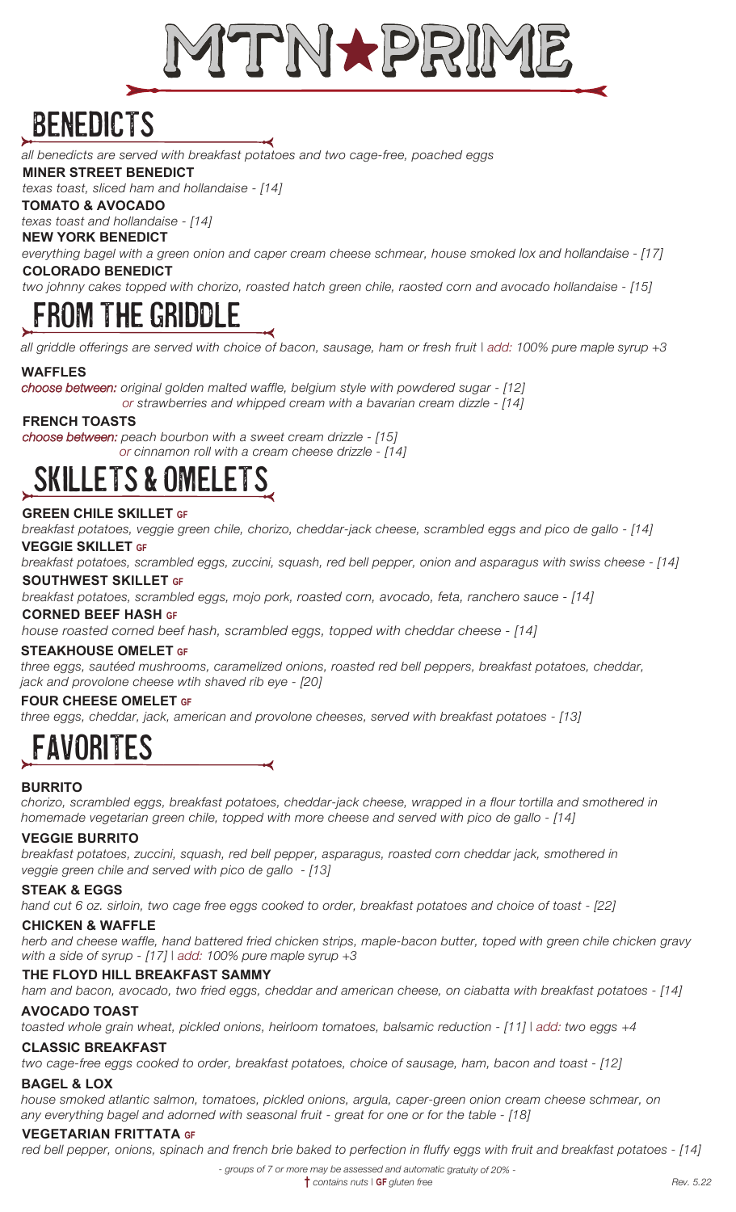# MTN★PRIME

## BENEDICTS

*all benedicts are served with breakfast potatoes and two cage-free, poached eggs*

**MINER STREET BENEDICT**
*texas toast, sliced ham and hollandaise - [14]*

**TOMATO & AVOCADO**
*texas toast and hollandaise - [14]*

**NEW YORK BENEDICT**
*everything bagel with a green onion and caper cream cheese schmear, house smoked lox and hollandaise - [17]*

**COLORADO BENEDICT**
*two johnny cakes topped with chorizo, roasted hatch green chile, raosted corn and avocado hollandaise - [15]*

## FROM THE GRIDDLE

*all griddle offerings are served with choice of bacon, sausage, ham or fresh fruit | add: 100% pure maple syrup +3*

**WAFFLES**
*choose between: original golden malted waffle, belgium style with powdered sugar - [12]*
*or strawberries and whipped cream with a bavarian cream dizzle - [14]*

**FRENCH TOASTS**
*choose between: peach bourbon with a sweet cream drizzle - [15]*
*or cinnamon roll with a cream cheese drizzle - [14]*

## SKILLETS & OMELETS

**GREEN CHILE SKILLET GF**
*breakfast potatoes, veggie green chile, chorizo, cheddar-jack cheese, scrambled eggs and pico de gallo - [14]*

**VEGGIE SKILLET GF**
*breakfast potatoes, scrambled eggs, zuccini, squash, red bell pepper, onion and asparagus with swiss cheese - [14]*

**SOUTHWEST SKILLET GF**
*breakfast potatoes, scrambled eggs, mojo pork, roasted corn, avocado, feta, ranchero sauce - [14]*

**CORNED BEEF HASH GF**
*house roasted corned beef hash, scrambled eggs, topped with cheddar cheese - [14]*

**STEAKHOUSE OMELET GF**
*three eggs, sautéed mushrooms, caramelized onions, roasted red bell peppers, breakfast potatoes, cheddar, jack and provolone cheese wtih shaved rib eye - [20]*

**FOUR CHEESE OMELET GF**
*three eggs, cheddar, jack, american and provolone cheeses, served with breakfast potatoes - [13]*

## FAVORITES

**BURRITO**
*chorizo, scrambled eggs, breakfast potatoes, cheddar-jack cheese, wrapped in a flour tortilla and smothered in homemade vegetarian green chile, topped with more cheese and served with pico de gallo - [14]*

**VEGGIE BURRITO**
*breakfast potatoes, zuccini, squash, red bell pepper, asparagus, roasted corn cheddar jack, smothered in veggie green chile and served with pico de gallo - [13]*

**STEAK & EGGS**
*hand cut 6 oz. sirloin, two cage free eggs cooked to order, breakfast potatoes and choice of toast - [22]*

**CHICKEN & WAFFLE**
*herb and cheese waffle, hand battered fried chicken strips, maple-bacon butter, toped with green chile chicken gravy with a side of syrup - [17] | add: 100% pure maple syrup +3*

**THE FLOYD HILL BREAKFAST SAMMY**
*ham and bacon, avocado, two fried eggs, cheddar and american cheese, on ciabatta with breakfast potatoes - [14]*

**AVOCADO TOAST**
*toasted whole grain wheat, pickled onions, heirloom tomatoes, balsamic reduction - [11] | add: two eggs +4*

**CLASSIC BREAKFAST**
*two cage-free eggs cooked to order, breakfast potatoes, choice of sausage, ham, bacon and toast - [12]*

**BAGEL & LOX**
*house smoked atlantic salmon, tomatoes, pickled onions, argula, caper-green onion cream cheese schmear, on any everything bagel and adorned with seasonal fruit - great for one or for the table - [18]*

**VEGETARIAN FRITTATA GF**
*red bell pepper, onions, spinach and french brie baked to perfection in fluffy eggs with fruit and breakfast potatoes - [14]*

*- groups of 7 or more may be assessed and automatic gratuity of 20% -*
*† contains nuts | **GF** gluten free*

*Rev. 5.22*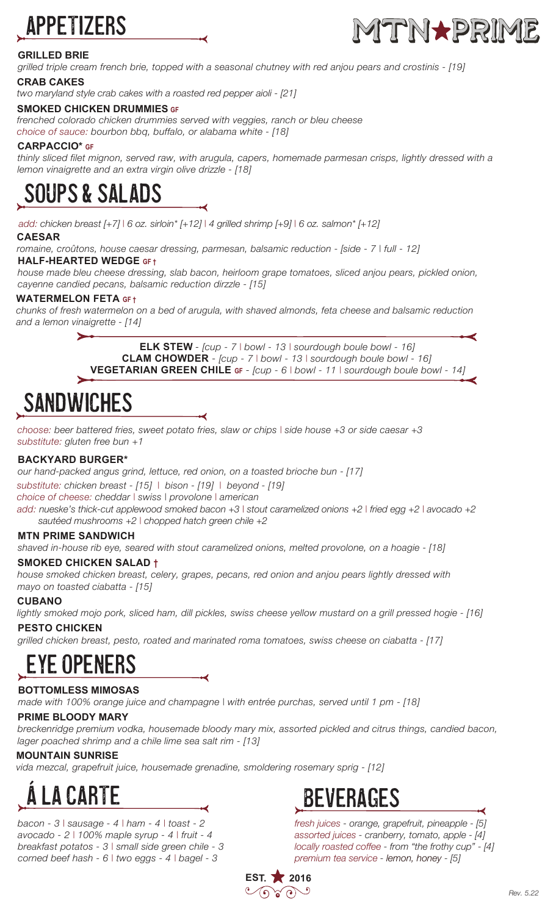# MTN★PRIME

## APPETIZERS

**GRILLED BRIE**
*grilled triple cream french brie, topped with a seasonal chutney with red anjou pears and crostinis - [19]*

**CRAB CAKES**
*two maryland style crab cakes with a roasted red pepper aioli - [21]*

**SMOKED CHICKEN DRUMMIES GF**
*frenched colorado chicken drummies served with veggies, ranch or bleu cheese*
*choice of sauce: bourbon bbq, buffalo, or alabama white - [18]*

**CARPACCIO* GF**
*thinly sliced filet mignon, served raw, with arugula, capers, homemade parmesan crisps, lightly dressed with a lemon vinaigrette and an extra virgin olive drizzle - [18]*

## SOUPS & SALADS

*add: chicken breast [+7] | 6 oz. sirloin* [+12] | 4 grilled shrimp [+9] | 6 oz. salmon* [+12]*

**CAESAR**
*romaine, croûtons, house caesar dressing, parmesan, balsamic reduction - [side - 7 | full - 12]*

**HALF-HEARTED WEDGE GF †**
*house made bleu cheese dressing, slab bacon, heirloom grape tomatoes, sliced anjou pears, pickled onion, cayenne candied pecans, balsamic reduction dirzzle - [15]*

**WATERMELON FETA GF †**
*chunks of fresh watermelon on a bed of arugula, with shaved almonds, feta cheese and balsamic reduction and a lemon vinaigrette - [14]*

**ELK STEW** - *[cup - 7 | bowl - 13 | sourdough boule bowl - 16]*
**CLAM CHOWDER** - *[cup - 7 | bowl - 13 | sourdough boule bowl - 16]*
**VEGETARIAN GREEN CHILE GF** - *[cup - 6 | bowl - 11 | sourdough boule bowl - 14]*

## SANDWICHES

*choose: beer battered fries, sweet potato fries, slaw or chips | side house +3 or side caesar +3*
*substitute: gluten free bun +1*

**BACKYARD BURGER***
*our hand-packed angus grind, lettuce, red onion, on a toasted brioche bun - [17]*
*substitute: chicken breast - [15] | bison - [19] | beyond - [19]*
*choice of cheese: cheddar | swiss | provolone | american*
*add: nueske's thick-cut applewood smoked bacon +3 | stout caramelized onions +2 | fried egg +2 | avocado +2 sautéed mushrooms +2 | chopped hatch green chile +2*

**MTN PRIME SANDWICH**
*shaved in-house rib eye, seared with stout caramelized onions, melted provolone, on a hoagie - [18]*

**SMOKED CHICKEN SALAD †**
*house smoked chicken breast, celery, grapes, pecans, red onion and anjou pears lightly dressed with mayo on toasted ciabatta - [15]*

**CUBANO**
*lightly smoked mojo pork, sliced ham, dill pickles, swiss cheese yellow mustard on a grill pressed hogie - [16]*

**PESTO CHICKEN**
*grilled chicken breast, pesto, roated and marinated roma tomatoes, swiss cheese on ciabatta - [17]*

## EYE OPENERS

**BOTTOMLESS MIMOSAS**
*made with 100% orange juice and champagne | with entrée purchas, served until 1 pm - [18]*

**PRIME BLOODY MARY**
*breckenridge premium vodka, housemade bloody mary mix, assorted pickled and citrus things, candied bacon, lager poached shrimp and a chile lime sea salt rim - [13]*

**MOUNTAIN SUNRISE**
*vida mezcal, grapefruit juice, housemade grenadine, smoldering rosemary sprig - [12]*

## Á LA CARTE

*bacon - 3 | sausage - 4 | ham - 4 | toast - 2*
*avocado - 2 | 100% maple syrup - 4 | fruit - 4*
*breakfast potatos - 3 | small side green chile - 3*
*corned beef hash - 6 | two eggs - 4 | bagel - 3*

## BEVERAGES

*fresh juices - orange, grapefruit, pineapple - [5]*
*assorted juices - cranberry, tomato, apple - [4]*
*locally roasted coffee - from "the frothy cup" - [4]*
*premium tea service - lemon, honey - [5]*

EST. ★ 2016

*Rev. 5.22*